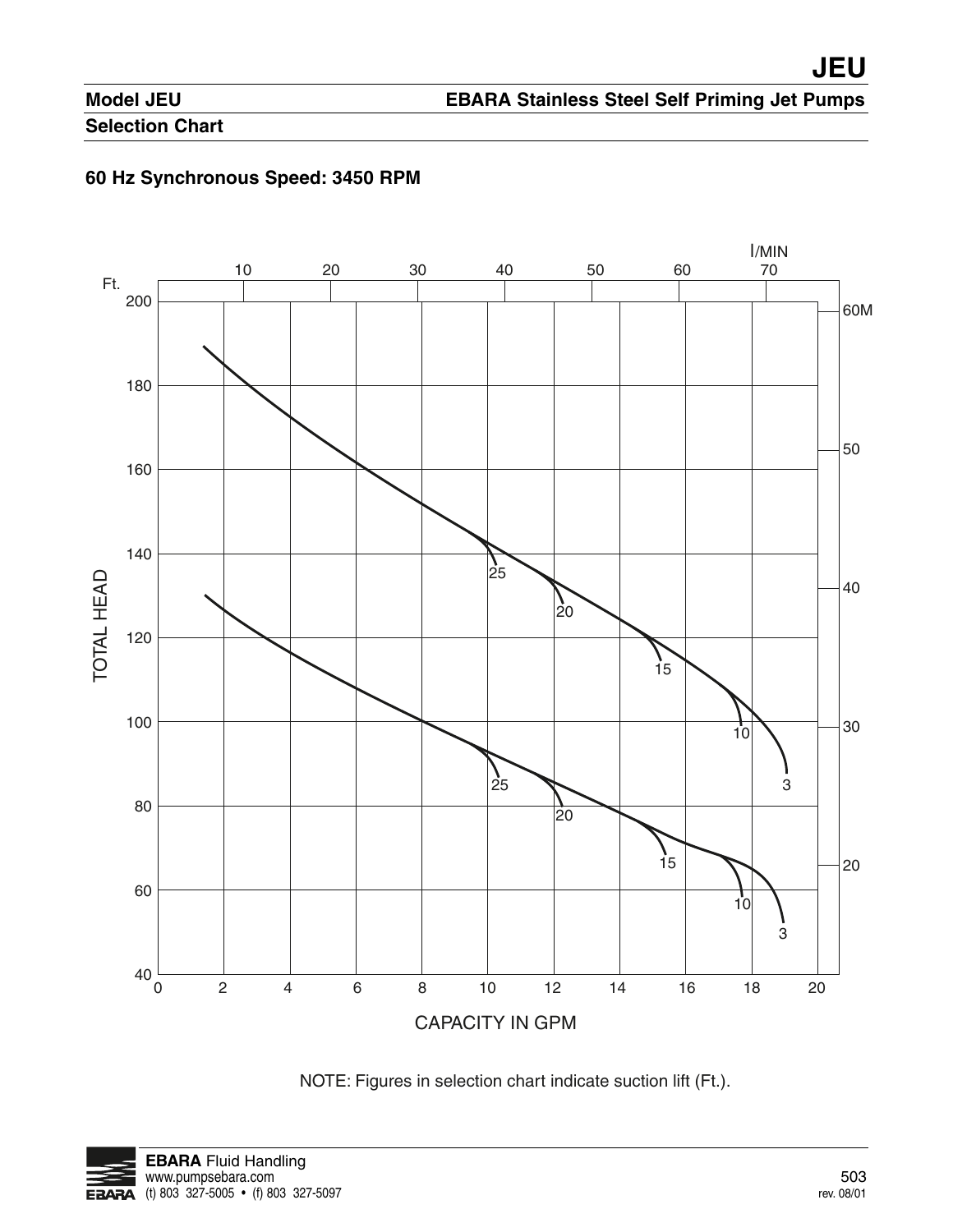# JEU

**Model JEU** — **EBARA Stainless Steel Self Priming Jet Pumps**

## Selection Chart

### 60 Hz Synchronous Speed: 3450 RPM

NOTE: Figures in selection chart indicate suction lift (Ft.).

**EBARA** Fluid Handling
www.pumpsebara.com
(t) 803 327-5005 • (f) 803 327-5097

rev. 08/01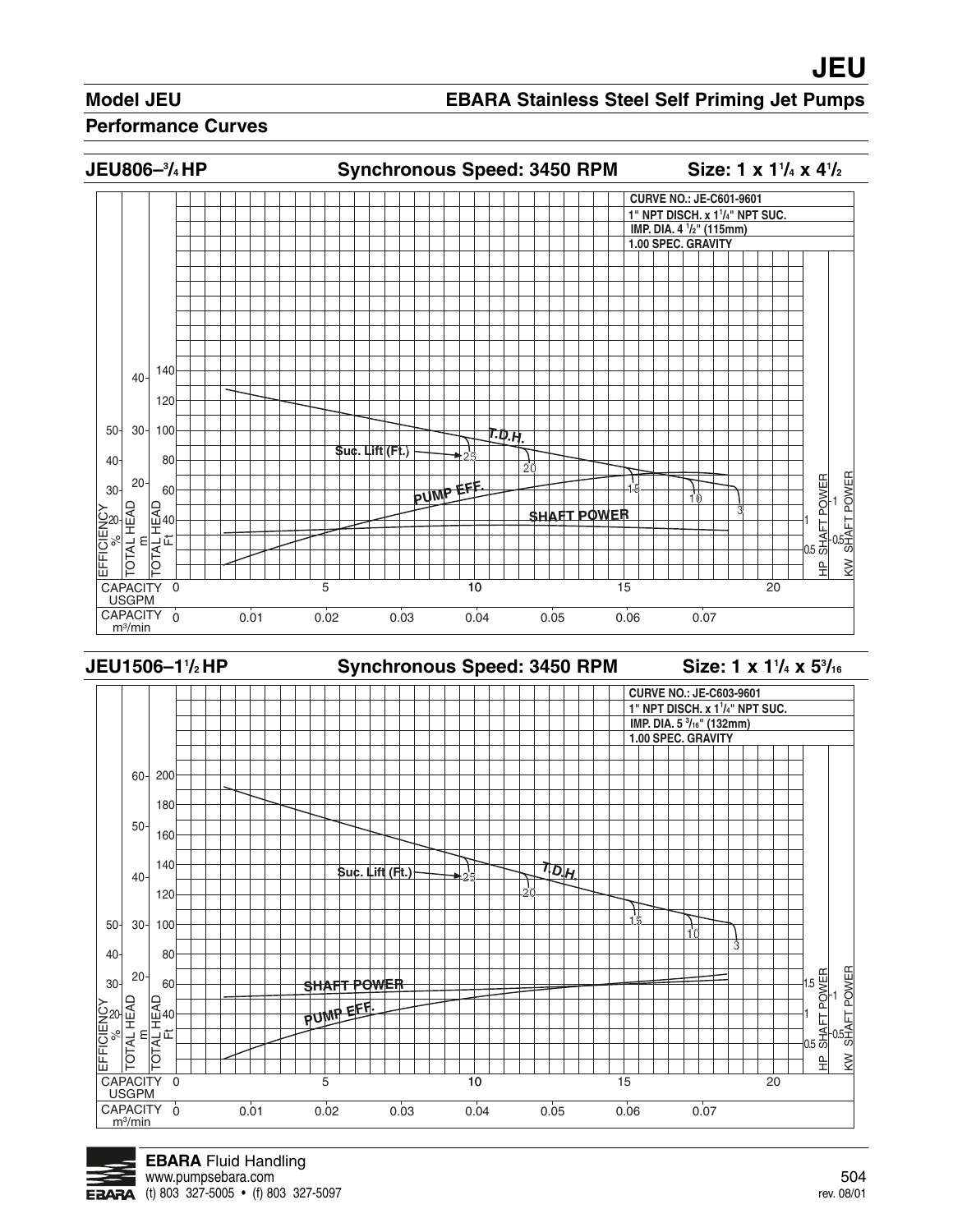## Model JEU

## EBARA Stainless Steel Self Priming Jet Pumps

### Performance Curves

### JEU806–3/4 HP    Synchronous Speed: 3450 RPM    Size: 1 x 1 1/4 x 4 1/2

CURVE NO.: JE-C601-9601
1" NPT DISCH. x 1 1/4" NPT SUC.
IMP. DIA. 4 1/2" (115mm)
1.00 SPEC. GRAVITY

T.D.H.
Suc. Lift (Ft.)
25
20
15
10
3
PUMP EFF.
SHAFT POWER

EFFICIENCY %: 20, 30, 40, 50
TOTAL HEAD m: 20, 30, 40
TOTAL HEAD Ft: 40, 60, 80, 100, 120, 140
HP SHAFT POWER: 0.5, 1
KW SHAFT POWER: 0.5, 1
CAPACITY USGPM: 0, 5, 10, 15, 20
CAPACITY m³/min: 0, 0.01, 0.02, 0.03, 0.04, 0.05, 0.06, 0.07

### JEU1506–1 1/2 HP    Synchronous Speed: 3450 RPM    Size: 1 x 1 1/4 x 5 3/16

CURVE NO.: JE-C603-9601
1" NPT DISCH. x 1 1/4" NPT SUC.
IMP. DIA. 5 3/16" (132mm)
1.00 SPEC. GRAVITY

T.D.H.
Suc. Lift (Ft.)
25
20
15
10
3
SHAFT POWER
PUMP EFF.

EFFICIENCY %: 20, 30, 40, 50
TOTAL HEAD m: 20, 30, 40, 50, 60
TOTAL HEAD Ft: 40, 60, 80, 100, 120, 140, 160, 180, 200
HP SHAFT POWER: 0.5, 1, 1.5
KW SHAFT POWER: 0.5, 1
CAPACITY USGPM: 0, 5, 10, 15, 20
CAPACITY m³/min: 0, 0.01, 0.02, 0.03, 0.04, 0.05, 0.06, 0.07

**EBARA** Fluid Handling
www.pumpsebara.com
(t) 803 327-5005 • (f) 803 327-5097

rev. 08/01